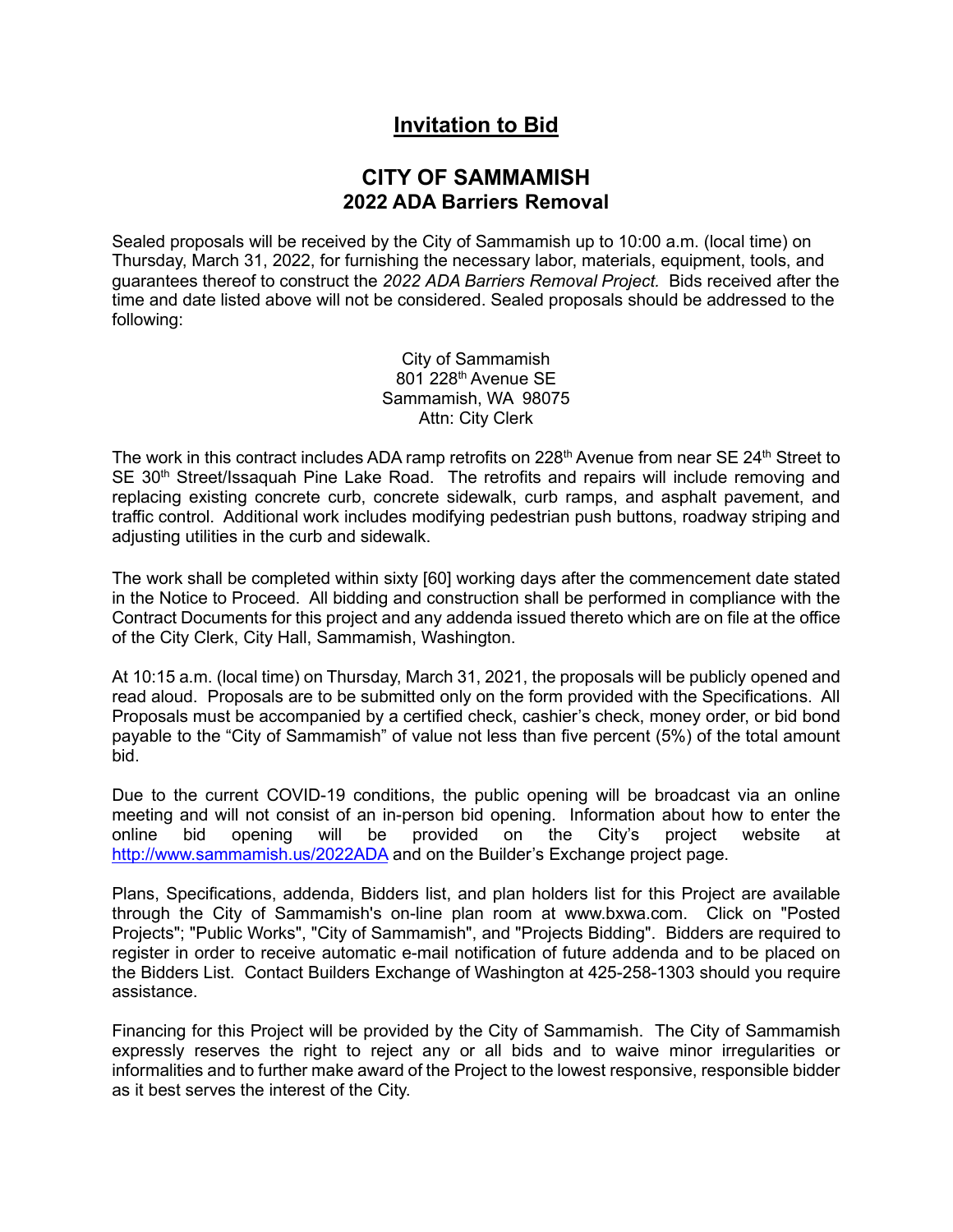# Invitation to Bid

## CITY OF SAMMAMISH
## 2022 ADA Barriers Removal

Sealed proposals will be received by the City of Sammamish up to 10:00 a.m. (local time) on Thursday, March 31, 2022, for furnishing the necessary labor, materials, equipment, tools, and guarantees thereof to construct the *2022 ADA Barriers Removal Project.* Bids received after the time and date listed above will not be considered. Sealed proposals should be addressed to the following:

City of Sammamish
801 228th Avenue SE
Sammamish, WA 98075
Attn: City Clerk

The work in this contract includes ADA ramp retrofits on 228th Avenue from near SE 24th Street to SE 30th Street/Issaquah Pine Lake Road. The retrofits and repairs will include removing and replacing existing concrete curb, concrete sidewalk, curb ramps, and asphalt pavement, and traffic control. Additional work includes modifying pedestrian push buttons, roadway striping and adjusting utilities in the curb and sidewalk.

The work shall be completed within sixty [60] working days after the commencement date stated in the Notice to Proceed. All bidding and construction shall be performed in compliance with the Contract Documents for this project and any addenda issued thereto which are on file at the office of the City Clerk, City Hall, Sammamish, Washington.

At 10:15 a.m. (local time) on Thursday, March 31, 2021, the proposals will be publicly opened and read aloud. Proposals are to be submitted only on the form provided with the Specifications. All Proposals must be accompanied by a certified check, cashier's check, money order, or bid bond payable to the "City of Sammamish" of value not less than five percent (5%) of the total amount bid.

Due to the current COVID-19 conditions, the public opening will be broadcast via an online meeting and will not consist of an in-person bid opening. Information about how to enter the online bid opening will be provided on the City's project website at http://www.sammamish.us/2022ADA and on the Builder's Exchange project page.

Plans, Specifications, addenda, Bidders list, and plan holders list for this Project are available through the City of Sammamish's on-line plan room at www.bxwa.com. Click on "Posted Projects"; "Public Works", "City of Sammamish", and "Projects Bidding". Bidders are required to register in order to receive automatic e-mail notification of future addenda and to be placed on the Bidders List. Contact Builders Exchange of Washington at 425-258-1303 should you require assistance.

Financing for this Project will be provided by the City of Sammamish. The City of Sammamish expressly reserves the right to reject any or all bids and to waive minor irregularities or informalities and to further make award of the Project to the lowest responsive, responsible bidder as it best serves the interest of the City.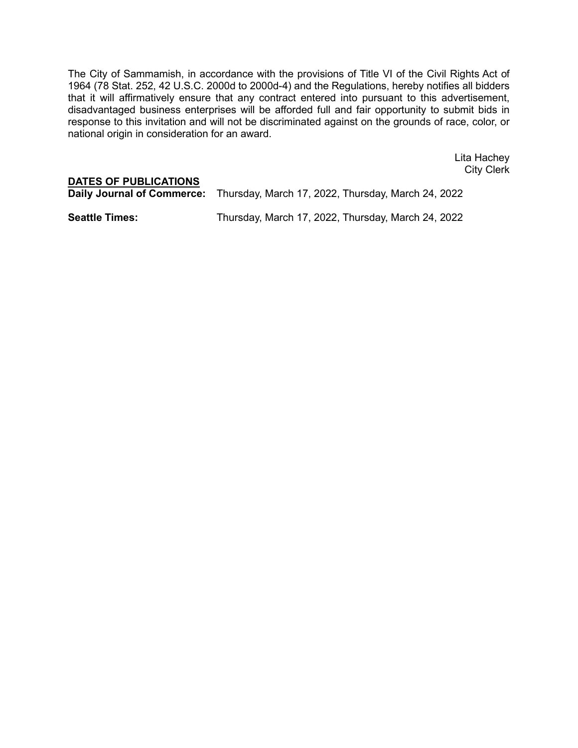The City of Sammamish, in accordance with the provisions of Title VI of the Civil Rights Act of 1964 (78 Stat. 252, 42 U.S.C. 2000d to 2000d-4) and the Regulations, hereby notifies all bidders that it will affirmatively ensure that any contract entered into pursuant to this advertisement, disadvantaged business enterprises will be afforded full and fair opportunity to submit bids in response to this invitation and will not be discriminated against on the grounds of race, color, or national origin in consideration for an award.

Lita Hachey
City Clerk

**DATES OF PUBLICATIONS**

**Daily Journal of Commerce:** Thursday, March 17, 2022, Thursday, March 24, 2022

**Seattle Times:** Thursday, March 17, 2022, Thursday, March 24, 2022